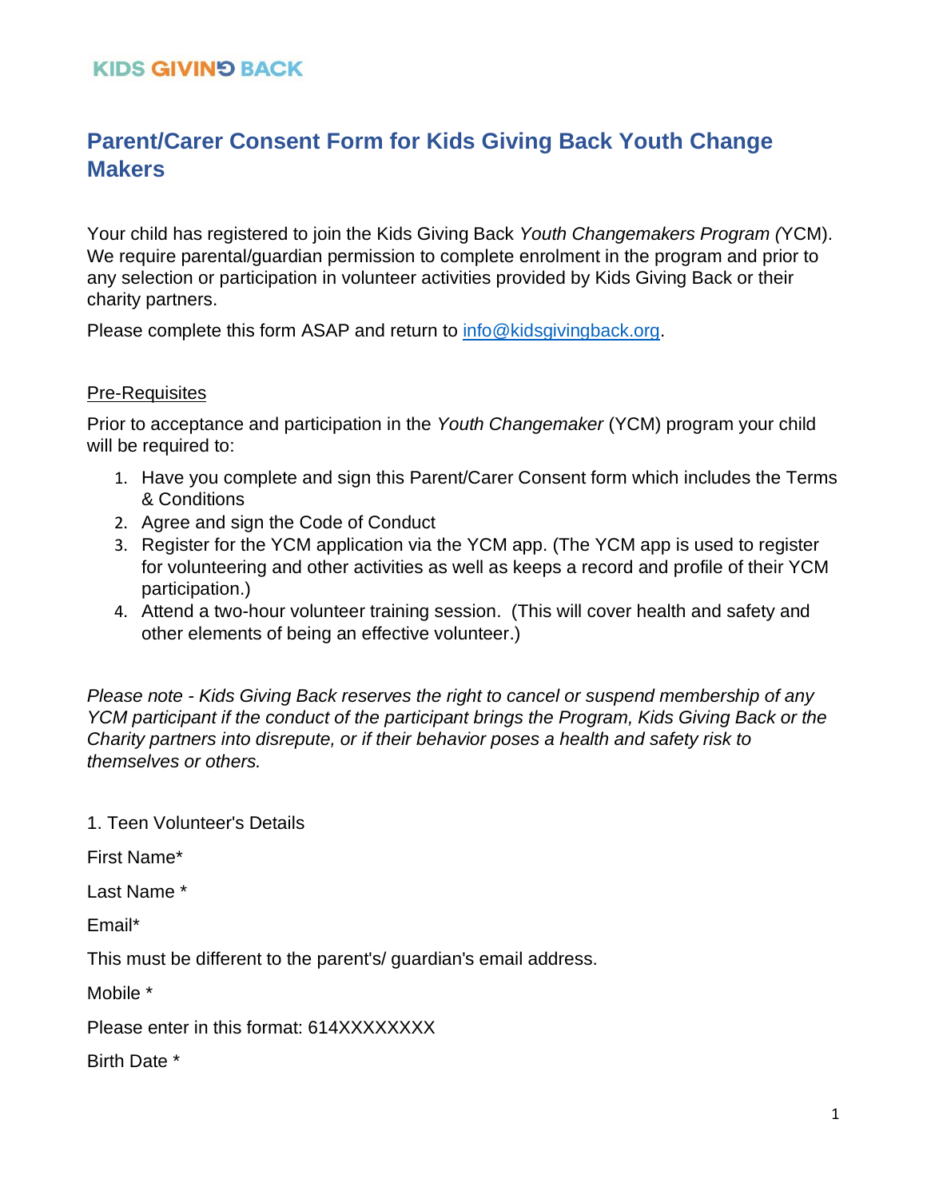KIDS GIVING BACK

# Parent/Carer Consent Form for Kids Giving Back Youth Change Makers

Your child has registered to join the Kids Giving Back *Youth Changemakers Program (*YCM). We require parental/guardian permission to complete enrolment in the program and prior to any selection or participation in volunteer activities provided by Kids Giving Back or their charity partners.

Please complete this form ASAP and return to [info@kidsgivingback.org](mailto:info@kidsgivingback.org).

## Pre-Requisites

Prior to acceptance and participation in the *Youth Changemaker* (YCM) program your child will be required to:

1. Have you complete and sign this Parent/Carer Consent form which includes the Terms & Conditions
2. Agree and sign the Code of Conduct
3. Register for the YCM application via the YCM app. (The YCM app is used to register for volunteering and other activities as well as keeps a record and profile of their YCM participation.)
4. Attend a two-hour volunteer training session. (This will cover health and safety and other elements of being an effective volunteer.)

*Please note - Kids Giving Back reserves the right to cancel or suspend membership of any YCM participant if the conduct of the participant brings the Program, Kids Giving Back or the Charity partners into disrepute, or if their behavior poses a health and safety risk to themselves or others.*

1. Teen Volunteer's Details

First Name*

Last Name *

Email*

This must be different to the parent's/ guardian's email address.

Mobile *

Please enter in this format: 614XXXXXXXX

Birth Date *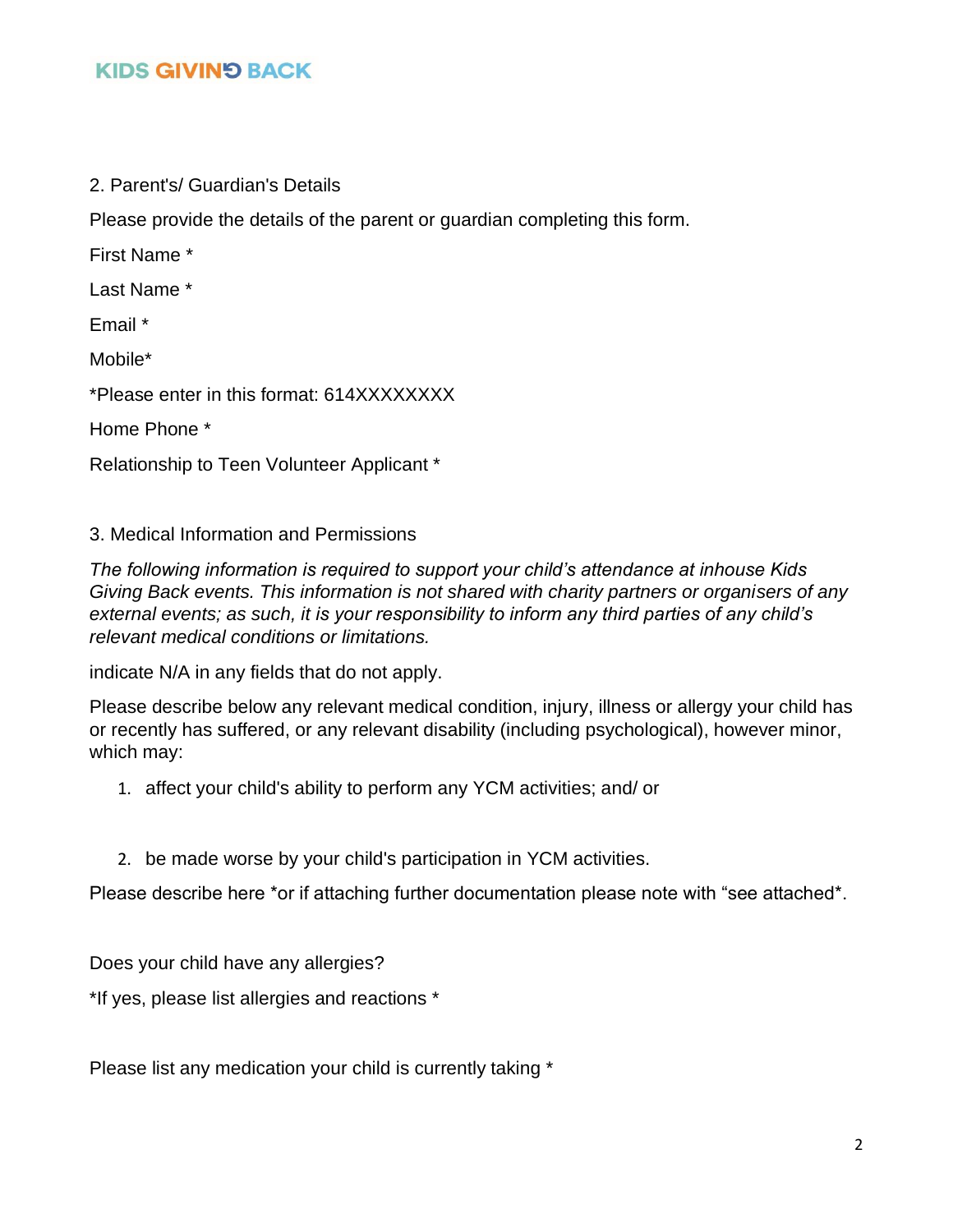2. Parent's/ Guardian's Details

Please provide the details of the parent or guardian completing this form.

First Name *

Last Name *

Email *

Mobile*

*Please enter in this format: 614XXXXXXXX

Home Phone *

Relationship to Teen Volunteer Applicant *

3. Medical Information and Permissions

*The following information is required to support your child's attendance at inhouse Kids Giving Back events. This information is not shared with charity partners or organisers of any external events; as such, it is your responsibility to inform any third parties of any child's relevant medical conditions or limitations.*

indicate N/A in any fields that do not apply.

Please describe below any relevant medical condition, injury, illness or allergy your child has or recently has suffered, or any relevant disability (including psychological), however minor, which may:

1. affect your child's ability to perform any YCM activities; and/ or
2. be made worse by your child's participation in YCM activities.

Please describe here *or if attaching further documentation please note with "see attached*.

Does your child have any allergies?

*If yes, please list allergies and reactions *

Please list any medication your child is currently taking *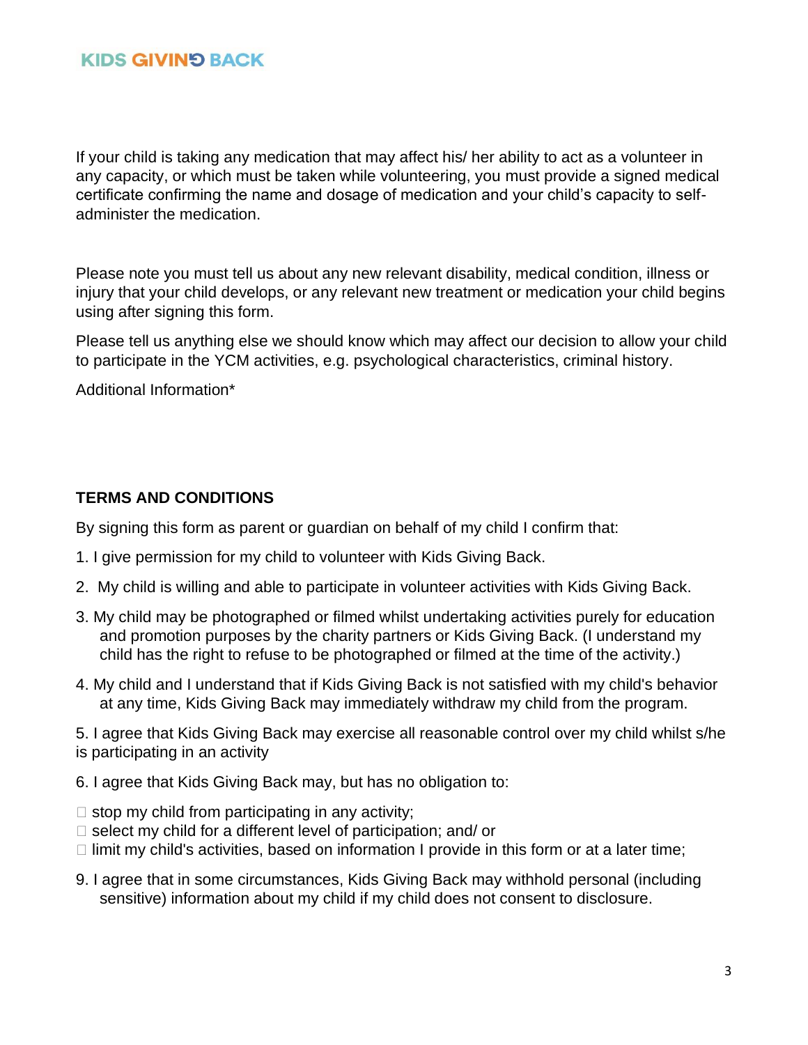If your child is taking any medication that may affect his/ her ability to act as a volunteer in any capacity, or which must be taken while volunteering, you must provide a signed medical certificate confirming the name and dosage of medication and your child's capacity to self-administer the medication.

Please note you must tell us about any new relevant disability, medical condition, illness or injury that your child develops, or any relevant new treatment or medication your child begins using after signing this form.

Please tell us anything else we should know which may affect our decision to allow your child to participate in the YCM activities, e.g. psychological characteristics, criminal history.

Additional Information*

**TERMS AND CONDITIONS**

By signing this form as parent or guardian on behalf of my child I confirm that:

1. I give permission for my child to volunteer with Kids Giving Back.

2. My child is willing and able to participate in volunteer activities with Kids Giving Back.

3. My child may be photographed or filmed whilst undertaking activities purely for education and promotion purposes by the charity partners or Kids Giving Back. (I understand my child has the right to refuse to be photographed or filmed at the time of the activity.)

4. My child and I understand that if Kids Giving Back is not satisfied with my child's behavior at any time, Kids Giving Back may immediately withdraw my child from the program.

5. I agree that Kids Giving Back may exercise all reasonable control over my child whilst s/he is participating in an activity

6. I agree that Kids Giving Back may, but has no obligation to:

- stop my child from participating in any activity;
- select my child for a different level of participation; and/ or
- limit my child's activities, based on information I provide in this form or at a later time;

9. I agree that in some circumstances, Kids Giving Back may withhold personal (including sensitive) information about my child if my child does not consent to disclosure.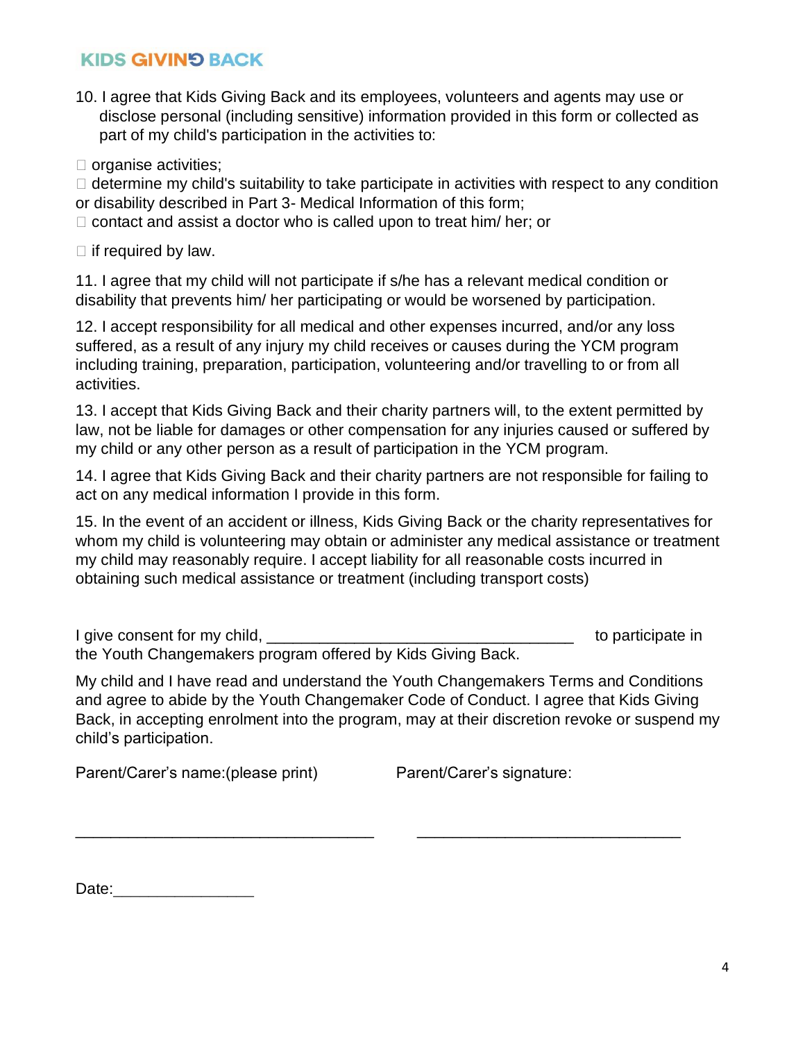KIDS GIVING BACK

10. I agree that Kids Giving Back and its employees, volunteers and agents may use or disclose personal (including sensitive) information provided in this form or collected as part of my child's participation in the activities to:

- organise activities;
- determine my child's suitability to take participate in activities with respect to any condition or disability described in Part 3- Medical Information of this form;
- contact and assist a doctor who is called upon to treat him/ her; or
- if required by law.

11. I agree that my child will not participate if s/he has a relevant medical condition or disability that prevents him/ her participating or would be worsened by participation.

12. I accept responsibility for all medical and other expenses incurred, and/or any loss suffered, as a result of any injury my child receives or causes during the YCM program including training, preparation, participation, volunteering and/or travelling to or from all activities.

13. I accept that Kids Giving Back and their charity partners will, to the extent permitted by law, not be liable for damages or other compensation for any injuries caused or suffered by my child or any other person as a result of participation in the YCM program.

14. I agree that Kids Giving Back and their charity partners are not responsible for failing to act on any medical information I provide in this form.

15. In the event of an accident or illness, Kids Giving Back or the charity representatives for whom my child is volunteering may obtain or administer any medical assistance or treatment my child may reasonably require. I accept liability for all reasonable costs incurred in obtaining such medical assistance or treatment (including transport costs)

I give consent for my child, ___________________________________ to participate in the Youth Changemakers program offered by Kids Giving Back.

My child and I have read and understand the Youth Changemakers Terms and Conditions and agree to abide by the Youth Changemaker Code of Conduct. I agree that Kids Giving Back, in accepting enrolment into the program, may at their discretion revoke or suspend my child's participation.

Parent/Carer's name:(please print)

_________________________________

Parent/Carer's signature:

_____________________________

Date:________________